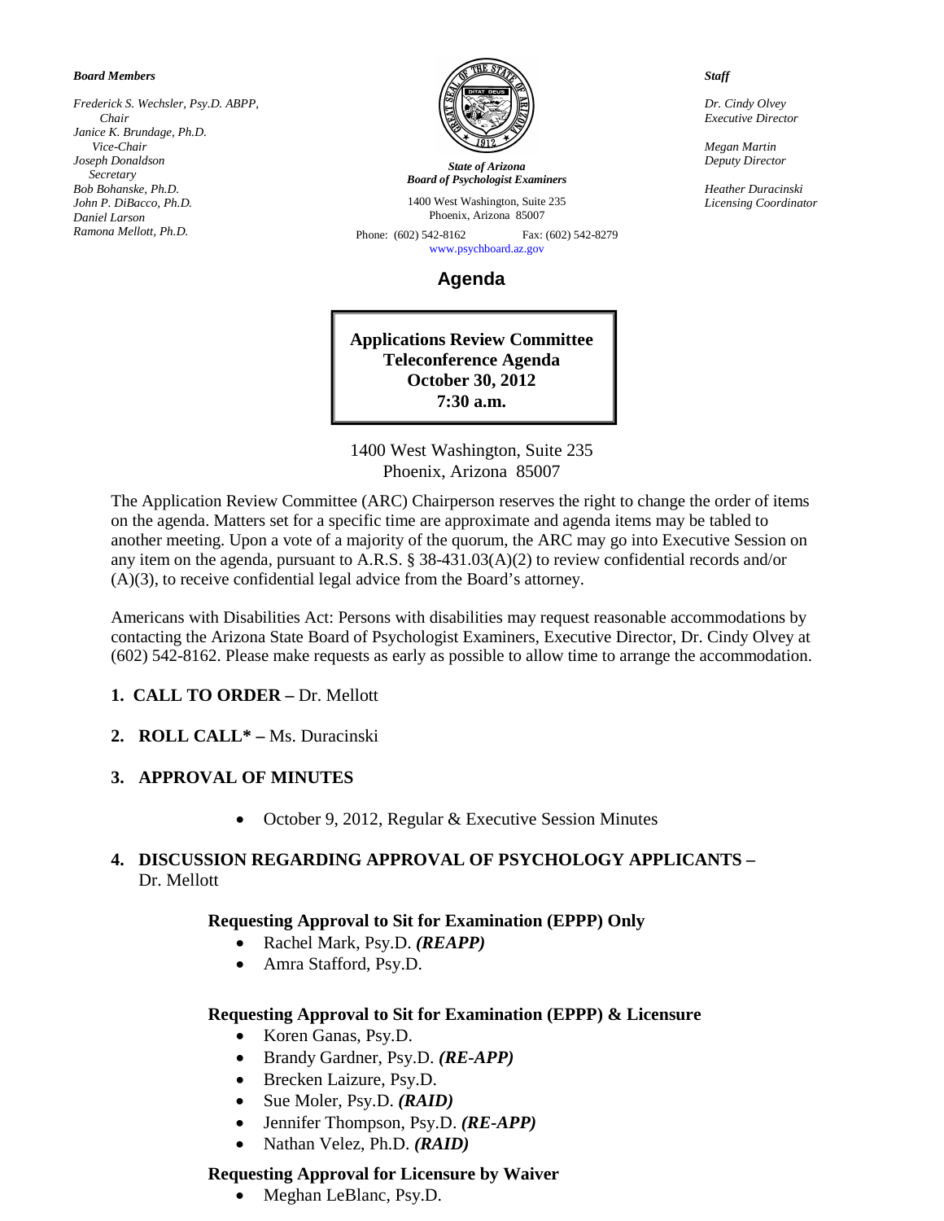***Board Members***

*Frederick S. Wechsler, Psy.D. ABPP,*
*Chair*
*Janice K. Brundage, Ph.D.*
*Vice-Chair*
*Joseph Donaldson*
*Secretary*
*Bob Bohanske, Ph.D.*
*John P. DiBacco, Ph.D.*
*Daniel Larson*
*Ramona Mellott, Ph.D.*

***State of Arizona***
***Board of Psychologist Examiners***

1400 West Washington, Suite 235
Phoenix, Arizona 85007

Phone: (602) 542-8162 Fax: (602) 542-8279
www.psychboard.az.gov

***Staff***

*Dr. Cindy Olvey*
*Executive Director*

*Megan Martin*
*Deputy Director*

*Heather Duracinski*
*Licensing Coordinator*

# Agenda

**Applications Review Committee**
**Teleconference Agenda**
**October 30, 2012**
**7:30 a.m.**

1400 West Washington, Suite 235
Phoenix, Arizona 85007

The Application Review Committee (ARC) Chairperson reserves the right to change the order of items on the agenda. Matters set for a specific time are approximate and agenda items may be tabled to another meeting. Upon a vote of a majority of the quorum, the ARC may go into Executive Session on any item on the agenda, pursuant to A.R.S. § 38-431.03(A)(2) to review confidential records and/or (A)(3), to receive confidential legal advice from the Board's attorney.

Americans with Disabilities Act: Persons with disabilities may request reasonable accommodations by contacting the Arizona State Board of Psychologist Examiners, Executive Director, Dr. Cindy Olvey at (602) 542-8162. Please make requests as early as possible to allow time to arrange the accommodation.

1. **CALL TO ORDER –** Dr. Mellott

2. **ROLL CALL* –** Ms. Duracinski

3. **APPROVAL OF MINUTES**
   - October 9, 2012, Regular & Executive Session Minutes

4. **DISCUSSION REGARDING APPROVAL OF PSYCHOLOGY APPLICANTS –** Dr. Mellott

   **Requesting Approval to Sit for Examination (EPPP) Only**
   - Rachel Mark, Psy.D. ***(REAPP)***
   - Amra Stafford, Psy.D.

   **Requesting Approval to Sit for Examination (EPPP) & Licensure**
   - Koren Ganas, Psy.D.
   - Brandy Gardner, Psy.D. ***(RE-APP)***
   - Brecken Laizure, Psy.D.
   - Sue Moler, Psy.D. ***(RAID)***
   - Jennifer Thompson, Psy.D. ***(RE-APP)***
   - Nathan Velez, Ph.D. ***(RAID)***

   **Requesting Approval for Licensure by Waiver**
   - Meghan LeBlanc, Psy.D.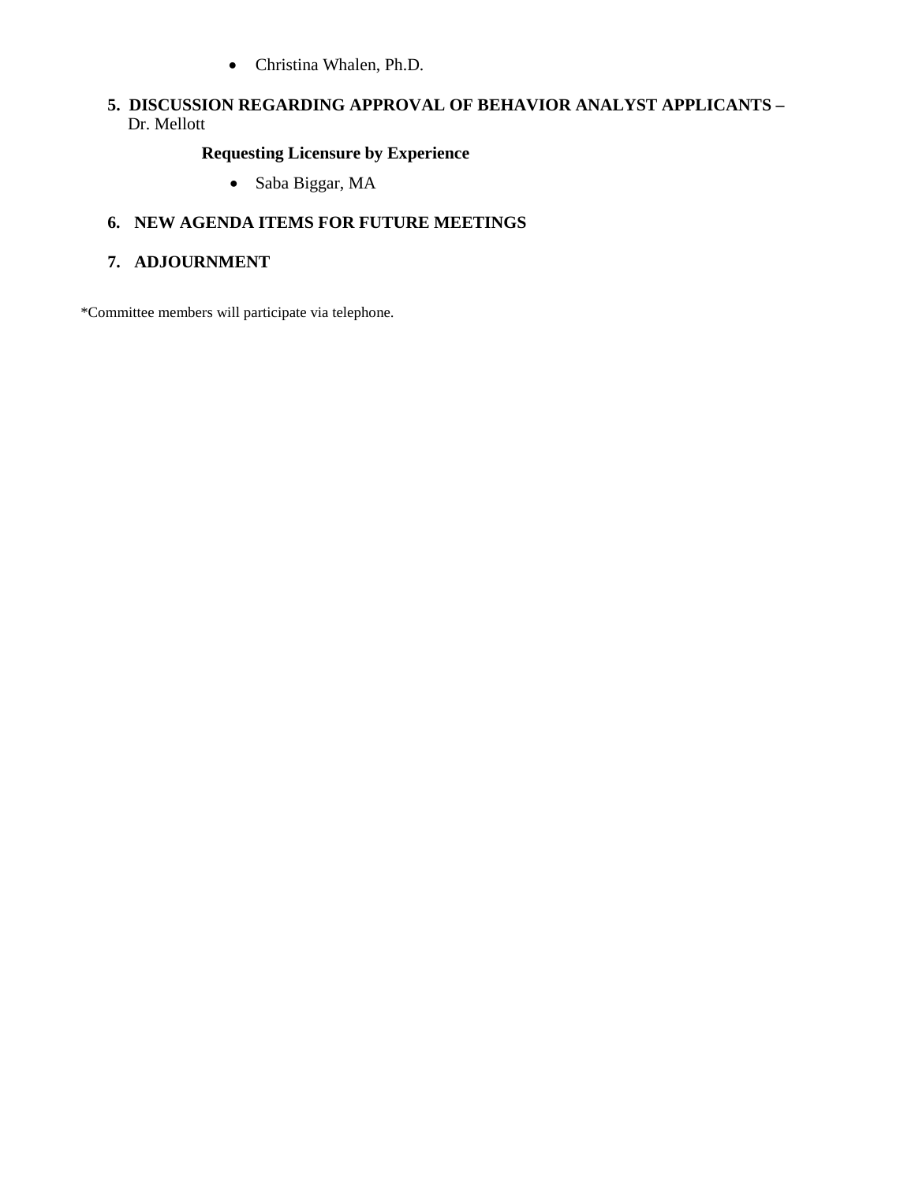- Christina Whalen, Ph.D.

5. **DISCUSSION REGARDING APPROVAL OF BEHAVIOR ANALYST APPLICANTS –** Dr. Mellott

   **Requesting Licensure by Experience**

   - Saba Biggar, MA

6. **NEW AGENDA ITEMS FOR FUTURE MEETINGS**

7. **ADJOURNMENT**

*Committee members will participate via telephone.